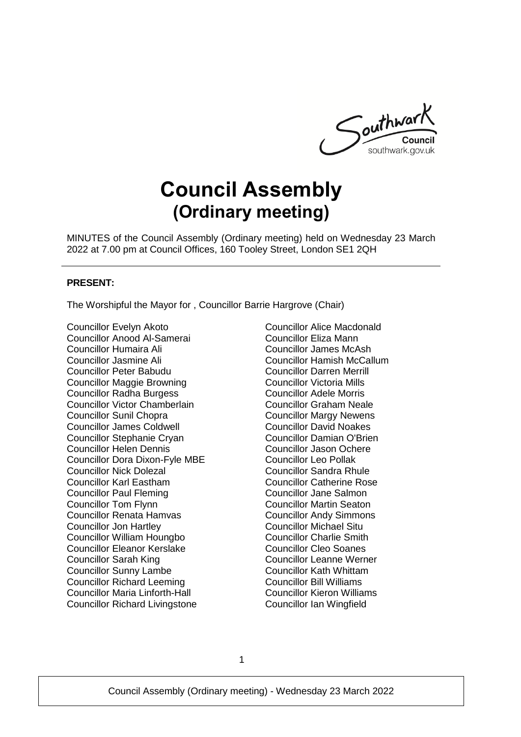# Council Assembly (Ordinary meeting)

MINUTES of the Council Assembly (Ordinary meeting) held on Wednesday 23 March 2022 at 7.00 pm at Council Offices, 160 Tooley Street, London SE1 2QH

---

**PRESENT:**

The Worshipful the Mayor for , Councillor Barrie Hargrove (Chair)

Councillor Evelyn Akoto
Councillor Anood Al-Samerai
Councillor Humaira Ali
Councillor Jasmine Ali
Councillor Peter Babudu
Councillor Maggie Browning
Councillor Radha Burgess
Councillor Victor Chamberlain
Councillor Sunil Chopra
Councillor James Coldwell
Councillor Stephanie Cryan
Councillor Helen Dennis
Councillor Dora Dixon-Fyle MBE
Councillor Nick Dolezal
Councillor Karl Eastham
Councillor Paul Fleming
Councillor Tom Flynn
Councillor Renata Hamvas
Councillor Jon Hartley
Councillor William Houngbo
Councillor Eleanor Kerslake
Councillor Sarah King
Councillor Sunny Lambe
Councillor Richard Leeming
Councillor Maria Linforth-Hall
Councillor Richard Livingstone
Councillor Alice Macdonald
Councillor Eliza Mann
Councillor James McAsh
Councillor Hamish McCallum
Councillor Darren Merrill
Councillor Victoria Mills
Councillor Adele Morris
Councillor Graham Neale
Councillor Margy Newens
Councillor David Noakes
Councillor Damian O'Brien
Councillor Jason Ochere
Councillor Leo Pollak
Councillor Sandra Rhule
Councillor Catherine Rose
Councillor Jane Salmon
Councillor Martin Seaton
Councillor Andy Simmons
Councillor Michael Situ
Councillor Charlie Smith
Councillor Cleo Soanes
Councillor Leanne Werner
Councillor Kath Whittam
Councillor Bill Williams
Councillor Kieron Williams
Councillor Ian Wingfield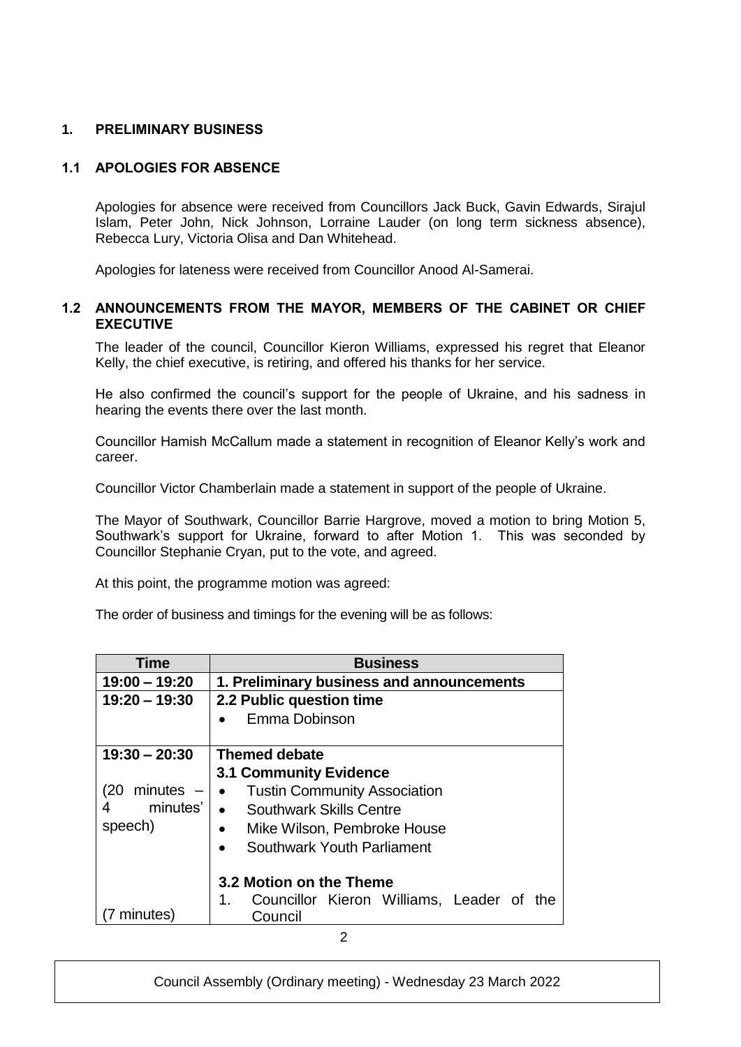## 1. PRELIMINARY BUSINESS

### 1.1 APOLOGIES FOR ABSENCE

Apologies for absence were received from Councillors Jack Buck, Gavin Edwards, Sirajul Islam, Peter John, Nick Johnson, Lorraine Lauder (on long term sickness absence), Rebecca Lury, Victoria Olisa and Dan Whitehead.

Apologies for lateness were received from Councillor Anood Al-Samerai.

### 1.2 ANNOUNCEMENTS FROM THE MAYOR, MEMBERS OF THE CABINET OR CHIEF EXECUTIVE

The leader of the council, Councillor Kieron Williams, expressed his regret that Eleanor Kelly, the chief executive, is retiring, and offered his thanks for her service.

He also confirmed the council's support for the people of Ukraine, and his sadness in hearing the events there over the last month.

Councillor Hamish McCallum made a statement in recognition of Eleanor Kelly's work and career.

Councillor Victor Chamberlain made a statement in support of the people of Ukraine.

The Mayor of Southwark, Councillor Barrie Hargrove, moved a motion to bring Motion 5, Southwark's support for Ukraine, forward to after Motion 1. This was seconded by Councillor Stephanie Cryan, put to the vote, and agreed.

At this point, the programme motion was agreed:

The order of business and timings for the evening will be as follows:

| Time | Business |
|---|---|
| 19:00 – 19:20 | **1. Preliminary business and announcements** |
| 19:20 – 19:30 | **2.2 Public question time**<br>• Emma Dobinson |
| 19:30 – 20:30<br><br>(20 minutes – 4 minutes' speech)<br><br>(7 minutes) | **Themed debate**<br>**3.1 Community Evidence**<br>• Tustin Community Association<br>• Southwark Skills Centre<br>• Mike Wilson, Pembroke House<br>• Southwark Youth Parliament<br><br>**3.2 Motion on the Theme**<br>1. Councillor Kieron Williams, Leader of the Council |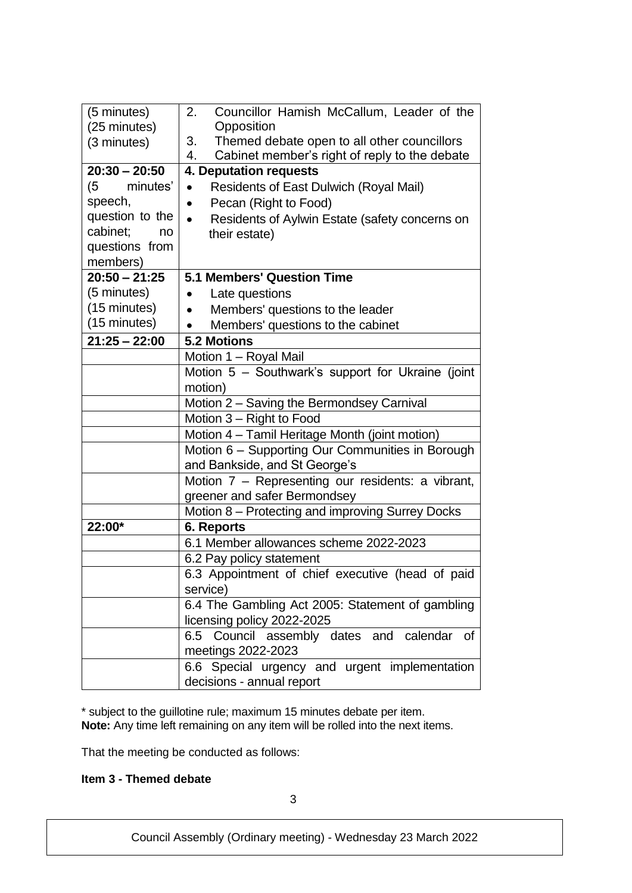| | |
|---|---|
| (5 minutes)<br>(25 minutes)<br>(3 minutes) | 2. Councillor Hamish McCallum, Leader of the Opposition<br>3. Themed debate open to all other councillors<br>4. Cabinet member's right of reply to the debate |
| **20:30 – 20:50**<br>(5 minutes' speech, question to the cabinet; no questions from members) | **4. Deputation requests**<br>• Residents of East Dulwich (Royal Mail)<br>• Pecan (Right to Food)<br>• Residents of Aylwin Estate (safety concerns on their estate) |
| **20:50 – 21:25**<br>(5 minutes)<br>(15 minutes)<br>(15 minutes) | **5.1 Members' Question Time**<br>• Late questions<br>• Members' questions to the leader<br>• Members' questions to the cabinet |
| **21:25 – 22:00** | **5.2 Motions** |
| | Motion 1 – Royal Mail |
| | Motion 5 – Southwark's support for Ukraine (joint motion) |
| | Motion 2 – Saving the Bermondsey Carnival |
| | Motion 3 – Right to Food |
| | Motion 4 – Tamil Heritage Month (joint motion) |
| | Motion 6 – Supporting Our Communities in Borough and Bankside, and St George's |
| | Motion 7 – Representing our residents: a vibrant, greener and safer Bermondsey |
| | Motion 8 – Protecting and improving Surrey Docks |
| **22:00*** | **6. Reports** |
| | 6.1 Member allowances scheme 2022-2023 |
| | 6.2 Pay policy statement |
| | 6.3 Appointment of chief executive (head of paid service) |
| | 6.4 The Gambling Act 2005: Statement of gambling licensing policy 2022-2025 |
| | 6.5 Council assembly dates and calendar of meetings 2022-2023 |
| | 6.6 Special urgency and urgent implementation decisions - annual report |

* subject to the guillotine rule; maximum 15 minutes debate per item.
**Note:** Any time left remaining on any item will be rolled into the next items.

That the meeting be conducted as follows:

**Item 3 - Themed debate**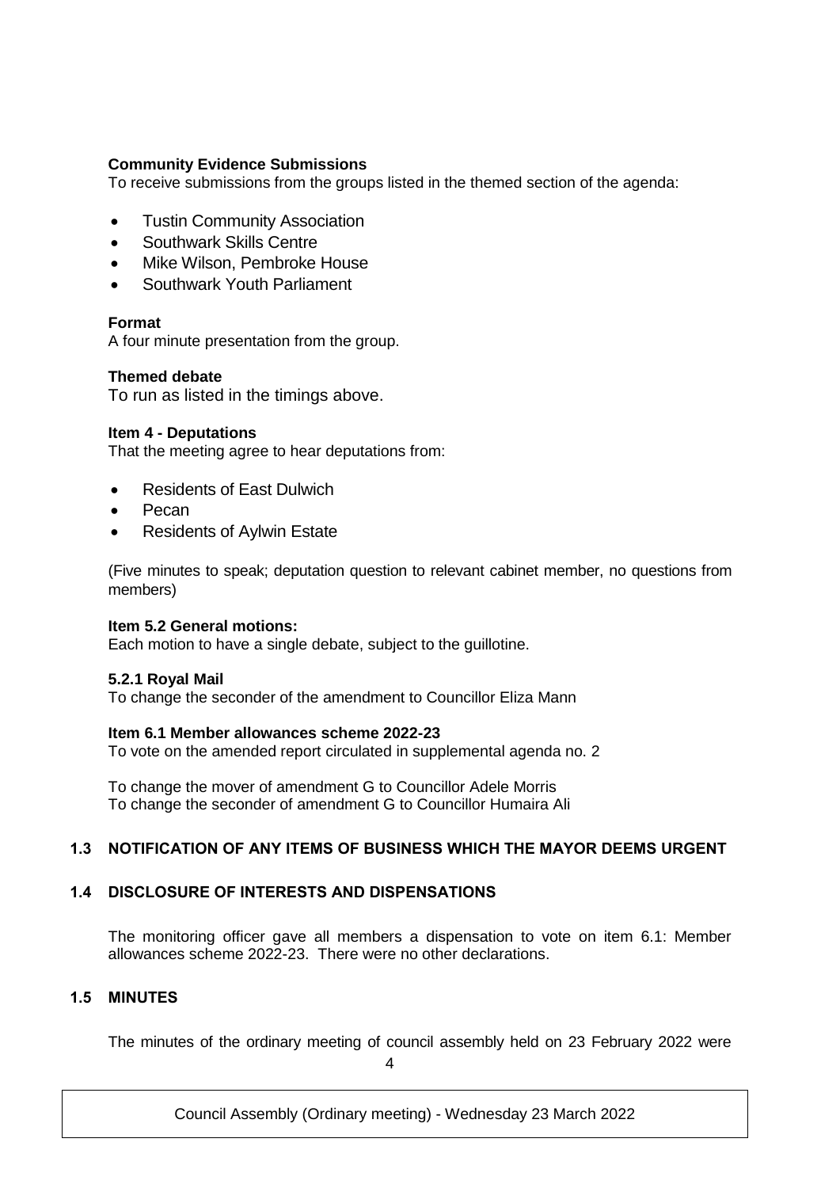**Community Evidence Submissions**
To receive submissions from the groups listed in the themed section of the agenda:

- Tustin Community Association
- Southwark Skills Centre
- Mike Wilson, Pembroke House
- Southwark Youth Parliament

**Format**
A four minute presentation from the group.

**Themed debate**
To run as listed in the timings above.

**Item 4 - Deputations**
That the meeting agree to hear deputations from:

- Residents of East Dulwich
- Pecan
- Residents of Aylwin Estate

(Five minutes to speak; deputation question to relevant cabinet member, no questions from members)

**Item 5.2 General motions:**
Each motion to have a single debate, subject to the guillotine.

**5.2.1 Royal Mail**
To change the seconder of the amendment to Councillor Eliza Mann

**Item 6.1 Member allowances scheme 2022-23**
To vote on the amended report circulated in supplemental agenda no. 2

To change the mover of amendment G to Councillor Adele Morris
To change the seconder of amendment G to Councillor Humaira Ali

## 1.3 NOTIFICATION OF ANY ITEMS OF BUSINESS WHICH THE MAYOR DEEMS URGENT

## 1.4 DISCLOSURE OF INTERESTS AND DISPENSATIONS

The monitoring officer gave all members a dispensation to vote on item 6.1: Member allowances scheme 2022-23. There were no other declarations.

## 1.5 MINUTES

The minutes of the ordinary meeting of council assembly held on 23 February 2022 were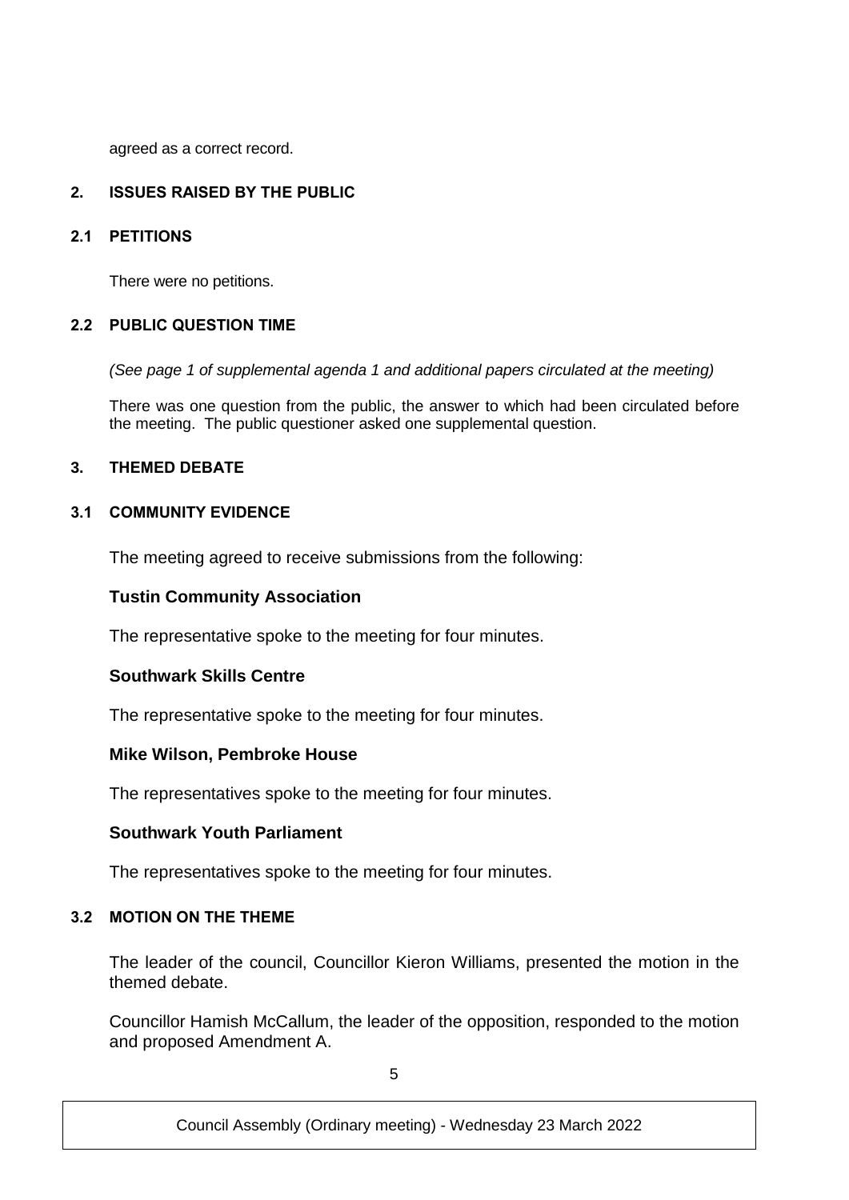agreed as a correct record.

**2. ISSUES RAISED BY THE PUBLIC**

**2.1 PETITIONS**

There were no petitions.

**2.2 PUBLIC QUESTION TIME**

*(See page 1 of supplemental agenda 1 and additional papers circulated at the meeting)*

There was one question from the public, the answer to which had been circulated before the meeting. The public questioner asked one supplemental question.

**3. THEMED DEBATE**

**3.1 COMMUNITY EVIDENCE**

The meeting agreed to receive submissions from the following:

**Tustin Community Association**

The representative spoke to the meeting for four minutes.

**Southwark Skills Centre**

The representative spoke to the meeting for four minutes.

**Mike Wilson, Pembroke House**

The representatives spoke to the meeting for four minutes.

**Southwark Youth Parliament**

The representatives spoke to the meeting for four minutes.

**3.2 MOTION ON THE THEME**

The leader of the council, Councillor Kieron Williams, presented the motion in the themed debate.

Councillor Hamish McCallum, the leader of the opposition, responded to the motion and proposed Amendment A.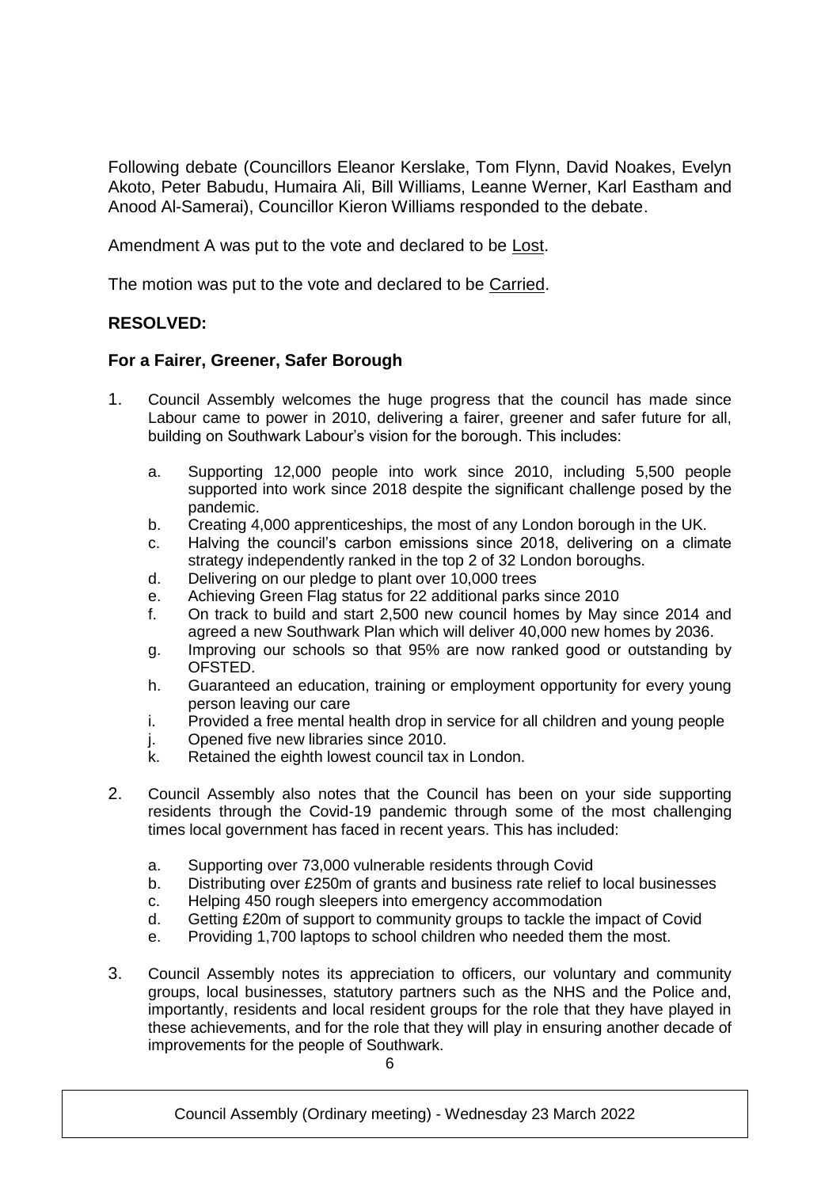Following debate (Councillors Eleanor Kerslake, Tom Flynn, David Noakes, Evelyn Akoto, Peter Babudu, Humaira Ali, Bill Williams, Leanne Werner, Karl Eastham and Anood Al-Samerai), Councillor Kieron Williams responded to the debate.

Amendment A was put to the vote and declared to be Lost.

The motion was put to the vote and declared to be Carried.

**RESOLVED:**

**For a Fairer, Greener, Safer Borough**

1. Council Assembly welcomes the huge progress that the council has made since Labour came to power in 2010, delivering a fairer, greener and safer future for all, building on Southwark Labour's vision for the borough. This includes:

   a. Supporting 12,000 people into work since 2010, including 5,500 people supported into work since 2018 despite the significant challenge posed by the pandemic.
   b. Creating 4,000 apprenticeships, the most of any London borough in the UK.
   c. Halving the council's carbon emissions since 2018, delivering on a climate strategy independently ranked in the top 2 of 32 London boroughs.
   d. Delivering on our pledge to plant over 10,000 trees
   e. Achieving Green Flag status for 22 additional parks since 2010
   f. On track to build and start 2,500 new council homes by May since 2014 and agreed a new Southwark Plan which will deliver 40,000 new homes by 2036.
   g. Improving our schools so that 95% are now ranked good or outstanding by OFSTED.
   h. Guaranteed an education, training or employment opportunity for every young person leaving our care
   i. Provided a free mental health drop in service for all children and young people
   j. Opened five new libraries since 2010.
   k. Retained the eighth lowest council tax in London.

2. Council Assembly also notes that the Council has been on your side supporting residents through the Covid-19 pandemic through some of the most challenging times local government has faced in recent years. This has included:

   a. Supporting over 73,000 vulnerable residents through Covid
   b. Distributing over £250m of grants and business rate relief to local businesses
   c. Helping 450 rough sleepers into emergency accommodation
   d. Getting £20m of support to community groups to tackle the impact of Covid
   e. Providing 1,700 laptops to school children who needed them the most.

3. Council Assembly notes its appreciation to officers, our voluntary and community groups, local businesses, statutory partners such as the NHS and the Police and, importantly, residents and local resident groups for the role that they have played in these achievements, and for the role that they will play in ensuring another decade of improvements for the people of Southwark.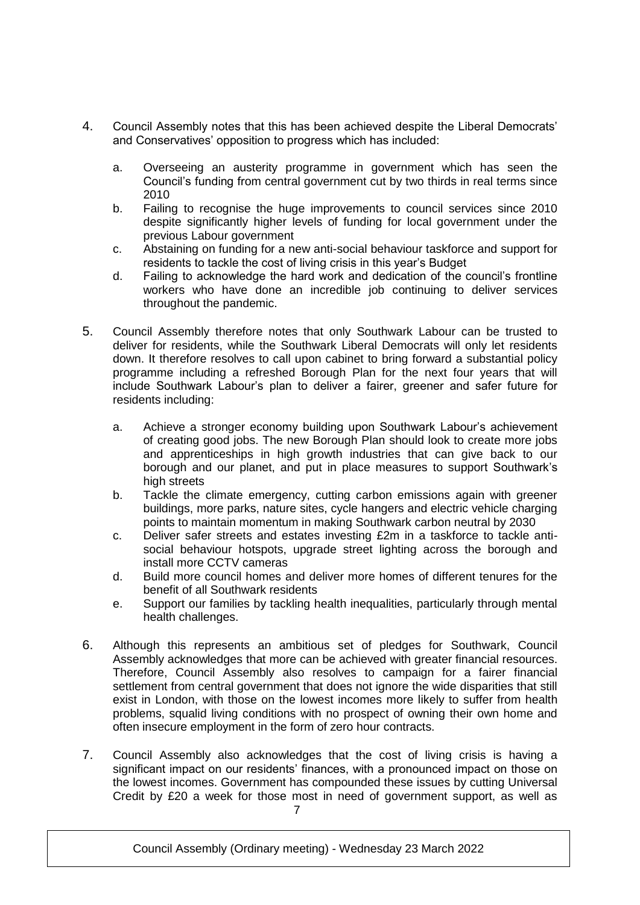4. Council Assembly notes that this has been achieved despite the Liberal Democrats' and Conservatives' opposition to progress which has included:

    a. Overseeing an austerity programme in government which has seen the Council's funding from central government cut by two thirds in real terms since 2010
    b. Failing to recognise the huge improvements to council services since 2010 despite significantly higher levels of funding for local government under the previous Labour government
    c. Abstaining on funding for a new anti-social behaviour taskforce and support for residents to tackle the cost of living crisis in this year's Budget
    d. Failing to acknowledge the hard work and dedication of the council's frontline workers who have done an incredible job continuing to deliver services throughout the pandemic.

5. Council Assembly therefore notes that only Southwark Labour can be trusted to deliver for residents, while the Southwark Liberal Democrats will only let residents down. It therefore resolves to call upon cabinet to bring forward a substantial policy programme including a refreshed Borough Plan for the next four years that will include Southwark Labour's plan to deliver a fairer, greener and safer future for residents including:

    a. Achieve a stronger economy building upon Southwark Labour's achievement of creating good jobs. The new Borough Plan should look to create more jobs and apprenticeships in high growth industries that can give back to our borough and our planet, and put in place measures to support Southwark's high streets
    b. Tackle the climate emergency, cutting carbon emissions again with greener buildings, more parks, nature sites, cycle hangers and electric vehicle charging points to maintain momentum in making Southwark carbon neutral by 2030
    c. Deliver safer streets and estates investing £2m in a taskforce to tackle anti-social behaviour hotspots, upgrade street lighting across the borough and install more CCTV cameras
    d. Build more council homes and deliver more homes of different tenures for the benefit of all Southwark residents
    e. Support our families by tackling health inequalities, particularly through mental health challenges.

6. Although this represents an ambitious set of pledges for Southwark, Council Assembly acknowledges that more can be achieved with greater financial resources. Therefore, Council Assembly also resolves to campaign for a fairer financial settlement from central government that does not ignore the wide disparities that still exist in London, with those on the lowest incomes more likely to suffer from health problems, squalid living conditions with no prospect of owning their own home and often insecure employment in the form of zero hour contracts.

7. Council Assembly also acknowledges that the cost of living crisis is having a significant impact on our residents' finances, with a pronounced impact on those on the lowest incomes. Government has compounded these issues by cutting Universal Credit by £20 a week for those most in need of government support, as well as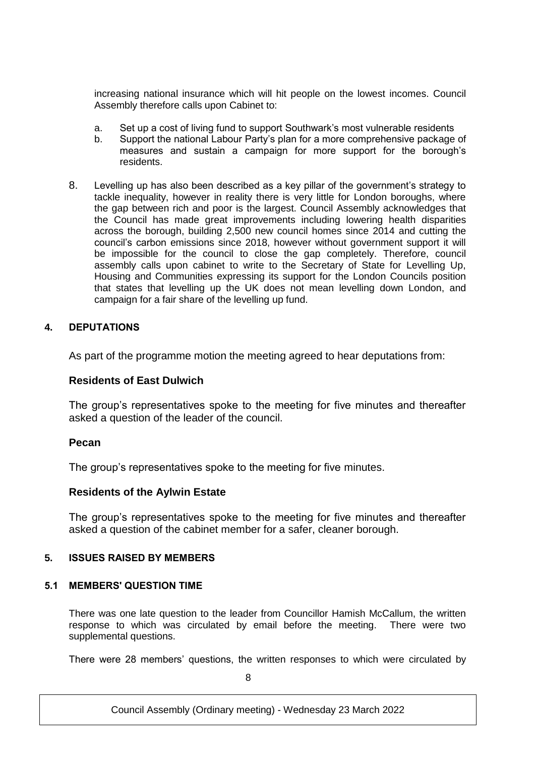increasing national insurance which will hit people on the lowest incomes. Council Assembly therefore calls upon Cabinet to:

a. Set up a cost of living fund to support Southwark's most vulnerable residents
b. Support the national Labour Party's plan for a more comprehensive package of measures and sustain a campaign for more support for the borough's residents.

8. Levelling up has also been described as a key pillar of the government's strategy to tackle inequality, however in reality there is very little for London boroughs, where the gap between rich and poor is the largest. Council Assembly acknowledges that the Council has made great improvements including lowering health disparities across the borough, building 2,500 new council homes since 2014 and cutting the council's carbon emissions since 2018, however without government support it will be impossible for the council to close the gap completely. Therefore, council assembly calls upon cabinet to write to the Secretary of State for Levelling Up, Housing and Communities expressing its support for the London Councils position that states that levelling up the UK does not mean levelling down London, and campaign for a fair share of the levelling up fund.

## 4. DEPUTATIONS

As part of the programme motion the meeting agreed to hear deputations from:

### Residents of East Dulwich

The group's representatives spoke to the meeting for five minutes and thereafter asked a question of the leader of the council.

### Pecan

The group's representatives spoke to the meeting for five minutes.

### Residents of the Aylwin Estate

The group's representatives spoke to the meeting for five minutes and thereafter asked a question of the cabinet member for a safer, cleaner borough.

## 5. ISSUES RAISED BY MEMBERS

### 5.1 MEMBERS' QUESTION TIME

There was one late question to the leader from Councillor Hamish McCallum, the written response to which was circulated by email before the meeting. There were two supplemental questions.

There were 28 members' questions, the written responses to which were circulated by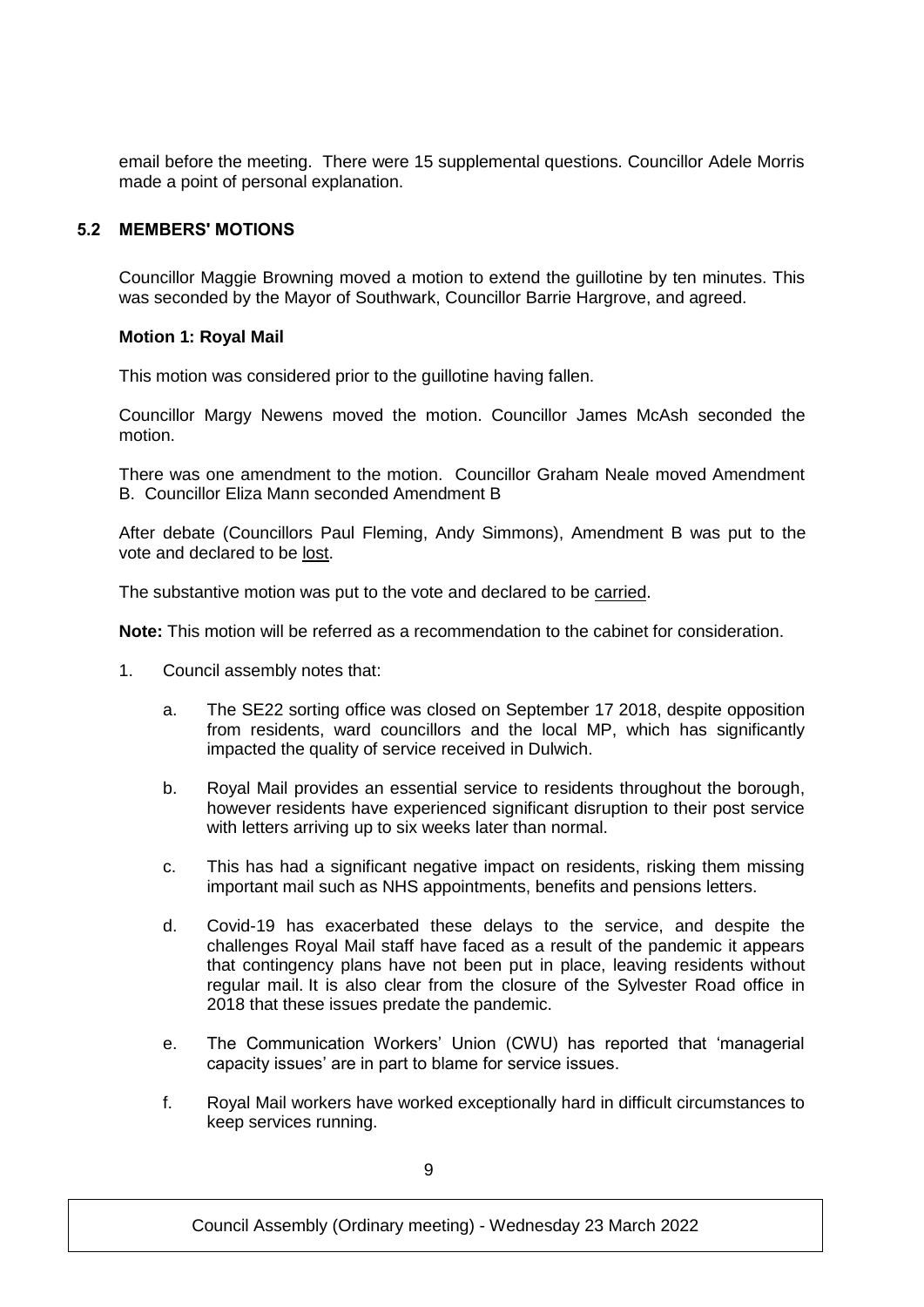email before the meeting. There were 15 supplemental questions. Councillor Adele Morris made a point of personal explanation.

### 5.2 MEMBERS' MOTIONS

Councillor Maggie Browning moved a motion to extend the guillotine by ten minutes. This was seconded by the Mayor of Southwark, Councillor Barrie Hargrove, and agreed.

**Motion 1: Royal Mail**

This motion was considered prior to the guillotine having fallen.

Councillor Margy Newens moved the motion. Councillor James McAsh seconded the motion.

There was one amendment to the motion. Councillor Graham Neale moved Amendment B. Councillor Eliza Mann seconded Amendment B

After debate (Councillors Paul Fleming, Andy Simmons), Amendment B was put to the vote and declared to be lost.

The substantive motion was put to the vote and declared to be carried.

**Note:** This motion will be referred as a recommendation to the cabinet for consideration.

1. Council assembly notes that:

   a. The SE22 sorting office was closed on September 17 2018, despite opposition from residents, ward councillors and the local MP, which has significantly impacted the quality of service received in Dulwich.

   b. Royal Mail provides an essential service to residents throughout the borough, however residents have experienced significant disruption to their post service with letters arriving up to six weeks later than normal.

   c. This has had a significant negative impact on residents, risking them missing important mail such as NHS appointments, benefits and pensions letters.

   d. Covid-19 has exacerbated these delays to the service, and despite the challenges Royal Mail staff have faced as a result of the pandemic it appears that contingency plans have not been put in place, leaving residents without regular mail. It is also clear from the closure of the Sylvester Road office in 2018 that these issues predate the pandemic.

   e. The Communication Workers' Union (CWU) has reported that 'managerial capacity issues' are in part to blame for service issues.

   f. Royal Mail workers have worked exceptionally hard in difficult circumstances to keep services running.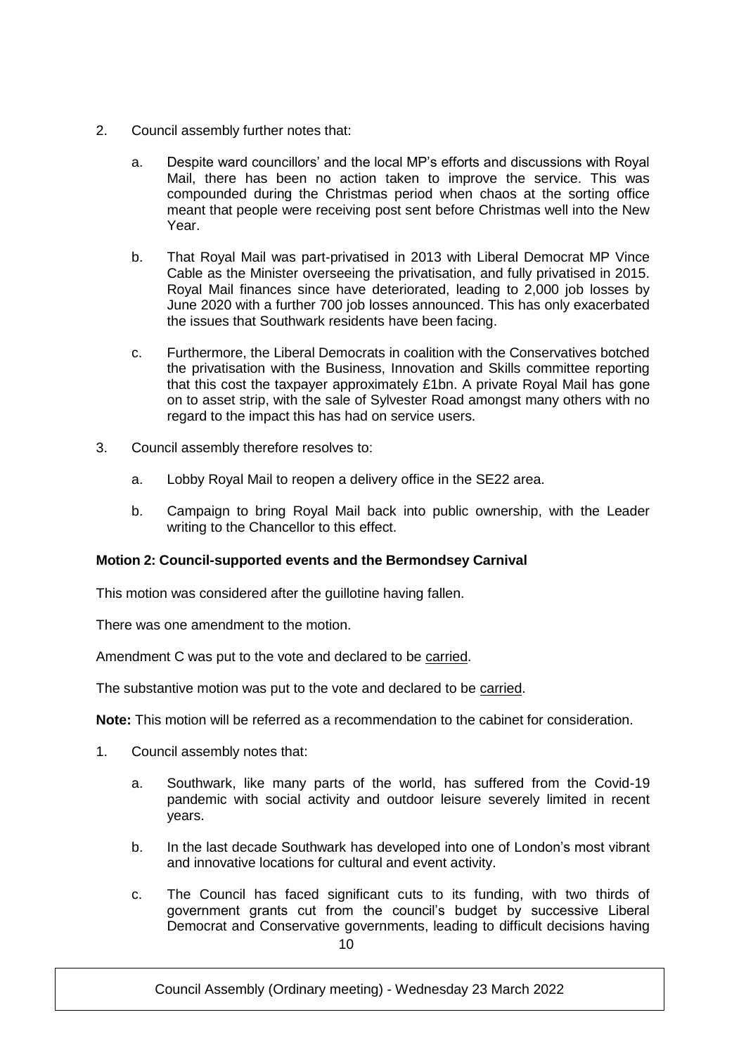2. Council assembly further notes that:

   a. Despite ward councillors' and the local MP's efforts and discussions with Royal Mail, there has been no action taken to improve the service. This was compounded during the Christmas period when chaos at the sorting office meant that people were receiving post sent before Christmas well into the New Year.

   b. That Royal Mail was part-privatised in 2013 with Liberal Democrat MP Vince Cable as the Minister overseeing the privatisation, and fully privatised in 2015. Royal Mail finances since have deteriorated, leading to 2,000 job losses by June 2020 with a further 700 job losses announced. This has only exacerbated the issues that Southwark residents have been facing.

   c. Furthermore, the Liberal Democrats in coalition with the Conservatives botched the privatisation with the Business, Innovation and Skills committee reporting that this cost the taxpayer approximately £1bn. A private Royal Mail has gone on to asset strip, with the sale of Sylvester Road amongst many others with no regard to the impact this has had on service users.

3. Council assembly therefore resolves to:

   a. Lobby Royal Mail to reopen a delivery office in the SE22 area.

   b. Campaign to bring Royal Mail back into public ownership, with the Leader writing to the Chancellor to this effect.

**Motion 2: Council-supported events and the Bermondsey Carnival**

This motion was considered after the guillotine having fallen.

There was one amendment to the motion.

Amendment C was put to the vote and declared to be carried.

The substantive motion was put to the vote and declared to be carried.

**Note:** This motion will be referred as a recommendation to the cabinet for consideration.

1. Council assembly notes that:

   a. Southwark, like many parts of the world, has suffered from the Covid-19 pandemic with social activity and outdoor leisure severely limited in recent years.

   b. In the last decade Southwark has developed into one of London's most vibrant and innovative locations for cultural and event activity.

   c. The Council has faced significant cuts to its funding, with two thirds of government grants cut from the council's budget by successive Liberal Democrat and Conservative governments, leading to difficult decisions having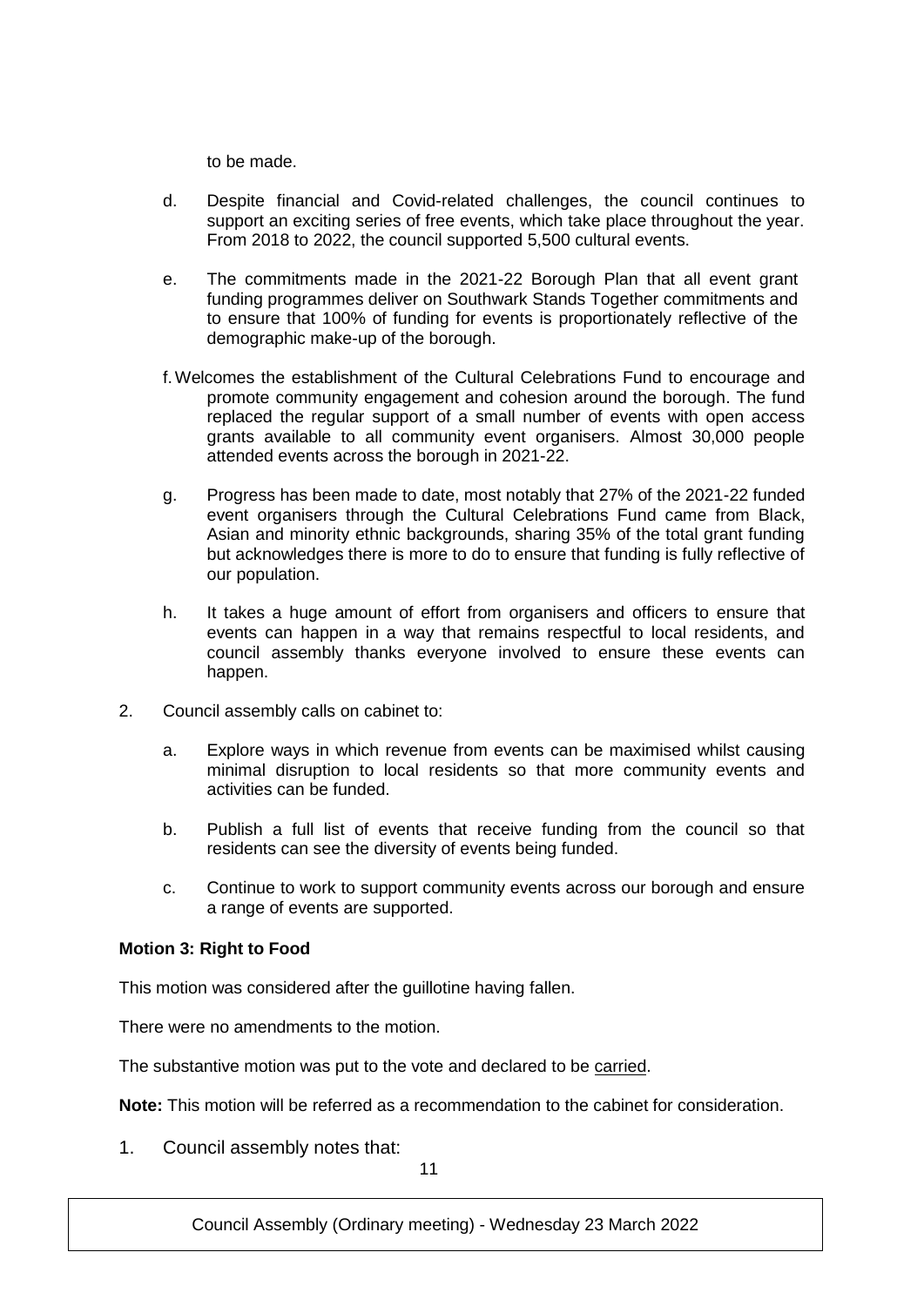to be made.

d. Despite financial and Covid-related challenges, the council continues to support an exciting series of free events, which take place throughout the year. From 2018 to 2022, the council supported 5,500 cultural events.

e. The commitments made in the 2021-22 Borough Plan that all event grant funding programmes deliver on Southwark Stands Together commitments and to ensure that 100% of funding for events is proportionately reflective of the demographic make-up of the borough.

f. Welcomes the establishment of the Cultural Celebrations Fund to encourage and promote community engagement and cohesion around the borough. The fund replaced the regular support of a small number of events with open access grants available to all community event organisers. Almost 30,000 people attended events across the borough in 2021-22.

g. Progress has been made to date, most notably that 27% of the 2021-22 funded event organisers through the Cultural Celebrations Fund came from Black, Asian and minority ethnic backgrounds, sharing 35% of the total grant funding but acknowledges there is more to do to ensure that funding is fully reflective of our population.

h. It takes a huge amount of effort from organisers and officers to ensure that events can happen in a way that remains respectful to local residents, and council assembly thanks everyone involved to ensure these events can happen.

2. Council assembly calls on cabinet to:

   a. Explore ways in which revenue from events can be maximised whilst causing minimal disruption to local residents so that more community events and activities can be funded.

   b. Publish a full list of events that receive funding from the council so that residents can see the diversity of events being funded.

   c. Continue to work to support community events across our borough and ensure a range of events are supported.

**Motion 3: Right to Food**

This motion was considered after the guillotine having fallen.

There were no amendments to the motion.

The substantive motion was put to the vote and declared to be carried.

**Note:** This motion will be referred as a recommendation to the cabinet for consideration.

1. Council assembly notes that: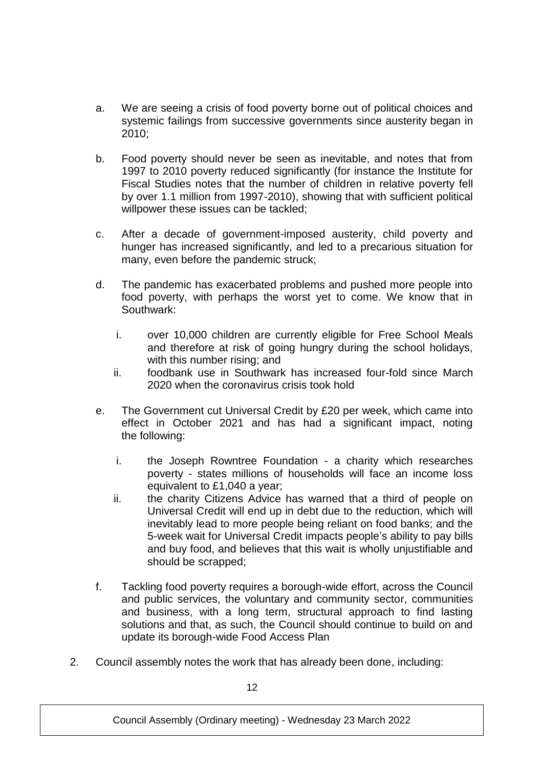a. We are seeing a crisis of food poverty borne out of political choices and systemic failings from successive governments since austerity began in 2010;

b. Food poverty should never be seen as inevitable, and notes that from 1997 to 2010 poverty reduced significantly (for instance the Institute for Fiscal Studies notes that the number of children in relative poverty fell by over 1.1 million from 1997-2010), showing that with sufficient political willpower these issues can be tackled;

c. After a decade of government-imposed austerity, child poverty and hunger has increased significantly, and led to a precarious situation for many, even before the pandemic struck;

d. The pandemic has exacerbated problems and pushed more people into food poverty, with perhaps the worst yet to come. We know that in Southwark:

   i. over 10,000 children are currently eligible for Free School Meals and therefore at risk of going hungry during the school holidays, with this number rising; and

   ii. foodbank use in Southwark has increased four-fold since March 2020 when the coronavirus crisis took hold

e. The Government cut Universal Credit by £20 per week, which came into effect in October 2021 and has had a significant impact, noting the following:

   i. the Joseph Rowntree Foundation - a charity which researches poverty - states millions of households will face an income loss equivalent to £1,040 a year;

   ii. the charity Citizens Advice has warned that a third of people on Universal Credit will end up in debt due to the reduction, which will inevitably lead to more people being reliant on food banks; and the 5-week wait for Universal Credit impacts people's ability to pay bills and buy food, and believes that this wait is wholly unjustifiable and should be scrapped;

f. Tackling food poverty requires a borough-wide effort, across the Council and public services, the voluntary and community sector, communities and business, with a long term, structural approach to find lasting solutions and that, as such, the Council should continue to build on and update its borough-wide Food Access Plan

2. Council assembly notes the work that has already been done, including: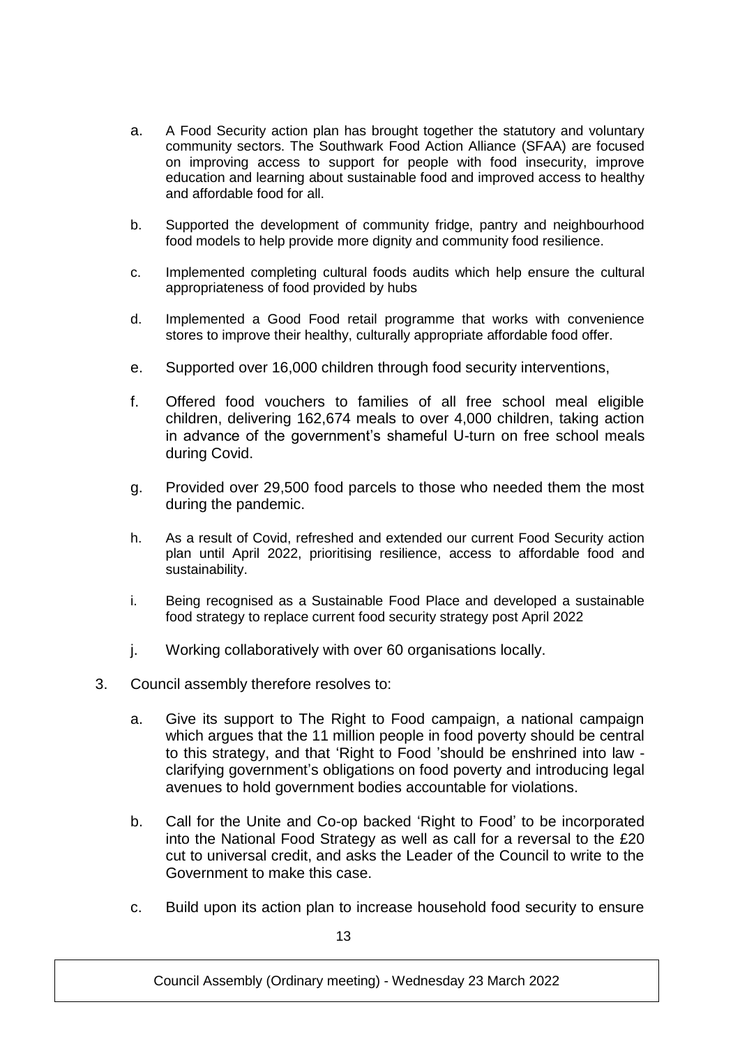a. A Food Security action plan has brought together the statutory and voluntary community sectors. The Southwark Food Action Alliance (SFAA) are focused on improving access to support for people with food insecurity, improve education and learning about sustainable food and improved access to healthy and affordable food for all.

b. Supported the development of community fridge, pantry and neighbourhood food models to help provide more dignity and community food resilience.

c. Implemented completing cultural foods audits which help ensure the cultural appropriateness of food provided by hubs

d. Implemented a Good Food retail programme that works with convenience stores to improve their healthy, culturally appropriate affordable food offer.

e. Supported over 16,000 children through food security interventions,

f. Offered food vouchers to families of all free school meal eligible children, delivering 162,674 meals to over 4,000 children, taking action in advance of the government's shameful U-turn on free school meals during Covid.

g. Provided over 29,500 food parcels to those who needed them the most during the pandemic.

h. As a result of Covid, refreshed and extended our current Food Security action plan until April 2022, prioritising resilience, access to affordable food and sustainability.

i. Being recognised as a Sustainable Food Place and developed a sustainable food strategy to replace current food security strategy post April 2022

j. Working collaboratively with over 60 organisations locally.

3. Council assembly therefore resolves to:

   a. Give its support to The Right to Food campaign, a national campaign which argues that the 11 million people in food poverty should be central to this strategy, and that 'Right to Food 'should be enshrined into law - clarifying government's obligations on food poverty and introducing legal avenues to hold government bodies accountable for violations.

   b. Call for the Unite and Co-op backed 'Right to Food' to be incorporated into the National Food Strategy as well as call for a reversal to the £20 cut to universal credit, and asks the Leader of the Council to write to the Government to make this case.

   c. Build upon its action plan to increase household food security to ensure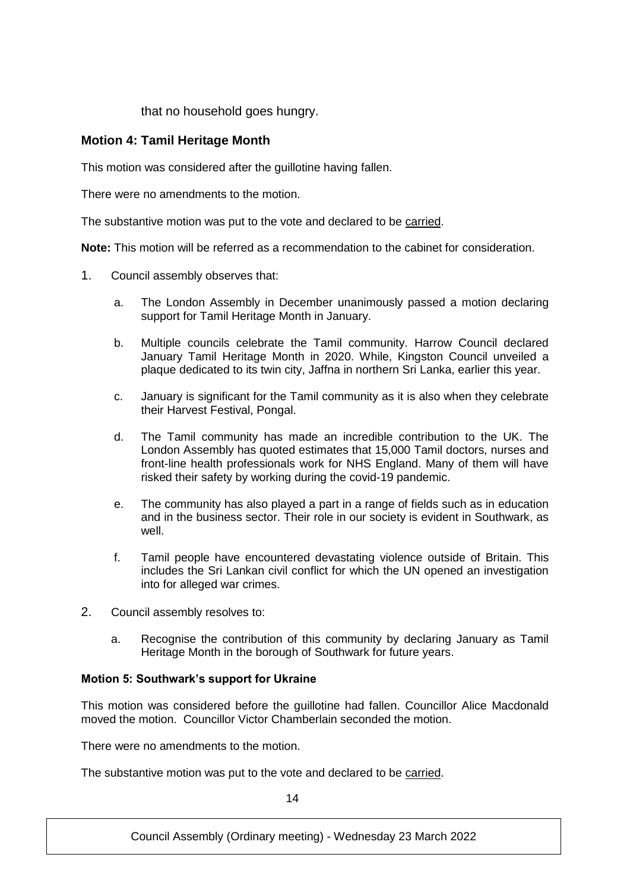that no household goes hungry.

### Motion 4: Tamil Heritage Month

This motion was considered after the guillotine having fallen.

There were no amendments to the motion.

The substantive motion was put to the vote and declared to be carried.

**Note:** This motion will be referred as a recommendation to the cabinet for consideration.

1. Council assembly observes that:

   a. The London Assembly in December unanimously passed a motion declaring support for Tamil Heritage Month in January.

   b. Multiple councils celebrate the Tamil community. Harrow Council declared January Tamil Heritage Month in 2020. While, Kingston Council unveiled a plaque dedicated to its twin city, Jaffna in northern Sri Lanka, earlier this year.

   c. January is significant for the Tamil community as it is also when they celebrate their Harvest Festival, Pongal.

   d. The Tamil community has made an incredible contribution to the UK. The London Assembly has quoted estimates that 15,000 Tamil doctors, nurses and front-line health professionals work for NHS England. Many of them will have risked their safety by working during the covid-19 pandemic.

   e. The community has also played a part in a range of fields such as in education and in the business sector. Their role in our society is evident in Southwark, as well.

   f. Tamil people have encountered devastating violence outside of Britain. This includes the Sri Lankan civil conflict for which the UN opened an investigation into for alleged war crimes.

2. Council assembly resolves to:

   a. Recognise the contribution of this community by declaring January as Tamil Heritage Month in the borough of Southwark for future years.

#### Motion 5: Southwark's support for Ukraine

This motion was considered before the guillotine had fallen. Councillor Alice Macdonald moved the motion. Councillor Victor Chamberlain seconded the motion.

There were no amendments to the motion.

The substantive motion was put to the vote and declared to be carried.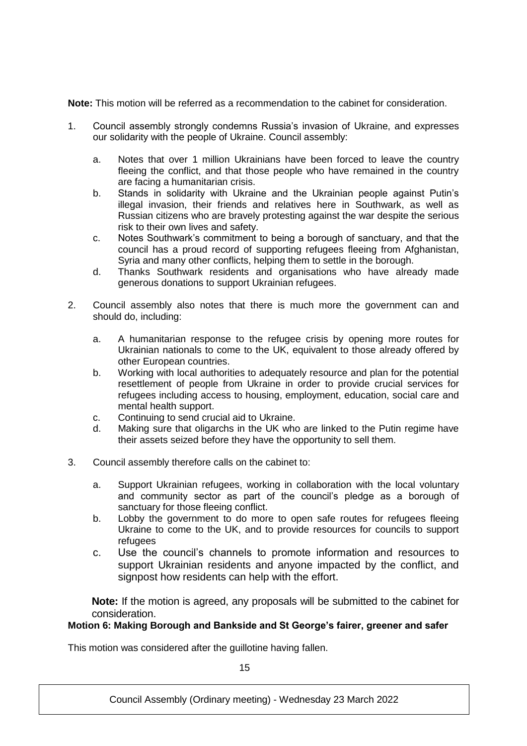**Note:** This motion will be referred as a recommendation to the cabinet for consideration.

1. Council assembly strongly condemns Russia's invasion of Ukraine, and expresses our solidarity with the people of Ukraine. Council assembly:

   a. Notes that over 1 million Ukrainians have been forced to leave the country fleeing the conflict, and that those people who have remained in the country are facing a humanitarian crisis.
   b. Stands in solidarity with Ukraine and the Ukrainian people against Putin's illegal invasion, their friends and relatives here in Southwark, as well as Russian citizens who are bravely protesting against the war despite the serious risk to their own lives and safety.
   c. Notes Southwark's commitment to being a borough of sanctuary, and that the council has a proud record of supporting refugees fleeing from Afghanistan, Syria and many other conflicts, helping them to settle in the borough.
   d. Thanks Southwark residents and organisations who have already made generous donations to support Ukrainian refugees.

2. Council assembly also notes that there is much more the government can and should do, including:

   a. A humanitarian response to the refugee crisis by opening more routes for Ukrainian nationals to come to the UK, equivalent to those already offered by other European countries.
   b. Working with local authorities to adequately resource and plan for the potential resettlement of people from Ukraine in order to provide crucial services for refugees including access to housing, employment, education, social care and mental health support.
   c. Continuing to send crucial aid to Ukraine.
   d. Making sure that oligarchs in the UK who are linked to the Putin regime have their assets seized before they have the opportunity to sell them.

3. Council assembly therefore calls on the cabinet to:

   a. Support Ukrainian refugees, working in collaboration with the local voluntary and community sector as part of the council's pledge as a borough of sanctuary for those fleeing conflict.
   b. Lobby the government to do more to open safe routes for refugees fleeing Ukraine to come to the UK, and to provide resources for councils to support refugees
   c. Use the council's channels to promote information and resources to support Ukrainian residents and anyone impacted by the conflict, and signpost how residents can help with the effort.

**Note:** If the motion is agreed, any proposals will be submitted to the cabinet for consideration.

**Motion 6: Making Borough and Bankside and St George's fairer, greener and safer**

This motion was considered after the guillotine having fallen.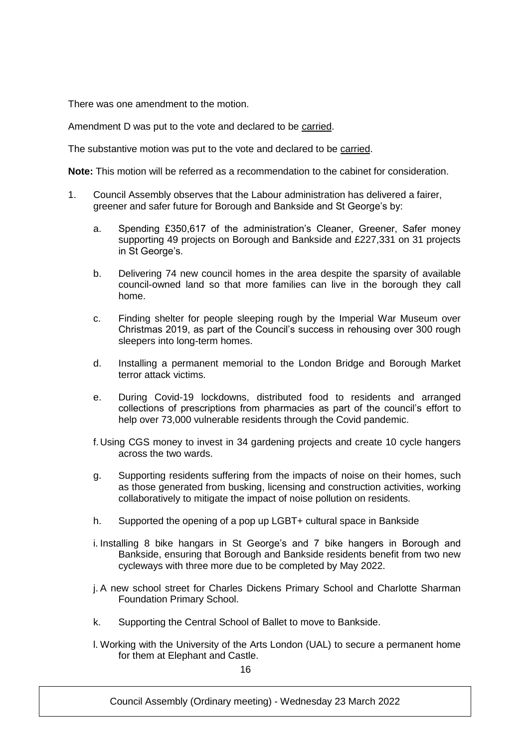There was one amendment to the motion.

Amendment D was put to the vote and declared to be carried.

The substantive motion was put to the vote and declared to be carried.

**Note:** This motion will be referred as a recommendation to the cabinet for consideration.

1. Council Assembly observes that the Labour administration has delivered a fairer, greener and safer future for Borough and Bankside and St George's by:

   a. Spending £350,617 of the administration's Cleaner, Greener, Safer money supporting 49 projects on Borough and Bankside and £227,331 on 31 projects in St George's.

   b. Delivering 74 new council homes in the area despite the sparsity of available council-owned land so that more families can live in the borough they call home.

   c. Finding shelter for people sleeping rough by the Imperial War Museum over Christmas 2019, as part of the Council's success in rehousing over 300 rough sleepers into long-term homes.

   d. Installing a permanent memorial to the London Bridge and Borough Market terror attack victims.

   e. During Covid-19 lockdowns, distributed food to residents and arranged collections of prescriptions from pharmacies as part of the council's effort to help over 73,000 vulnerable residents through the Covid pandemic.

   f. Using CGS money to invest in 34 gardening projects and create 10 cycle hangers across the two wards.

   g. Supporting residents suffering from the impacts of noise on their homes, such as those generated from busking, licensing and construction activities, working collaboratively to mitigate the impact of noise pollution on residents.

   h. Supported the opening of a pop up LGBT+ cultural space in Bankside

   i. Installing 8 bike hangars in St George's and 7 bike hangers in Borough and Bankside, ensuring that Borough and Bankside residents benefit from two new cycleways with three more due to be completed by May 2022.

   j. A new school street for Charles Dickens Primary School and Charlotte Sharman Foundation Primary School.

   k. Supporting the Central School of Ballet to move to Bankside.

   l. Working with the University of the Arts London (UAL) to secure a permanent home for them at Elephant and Castle.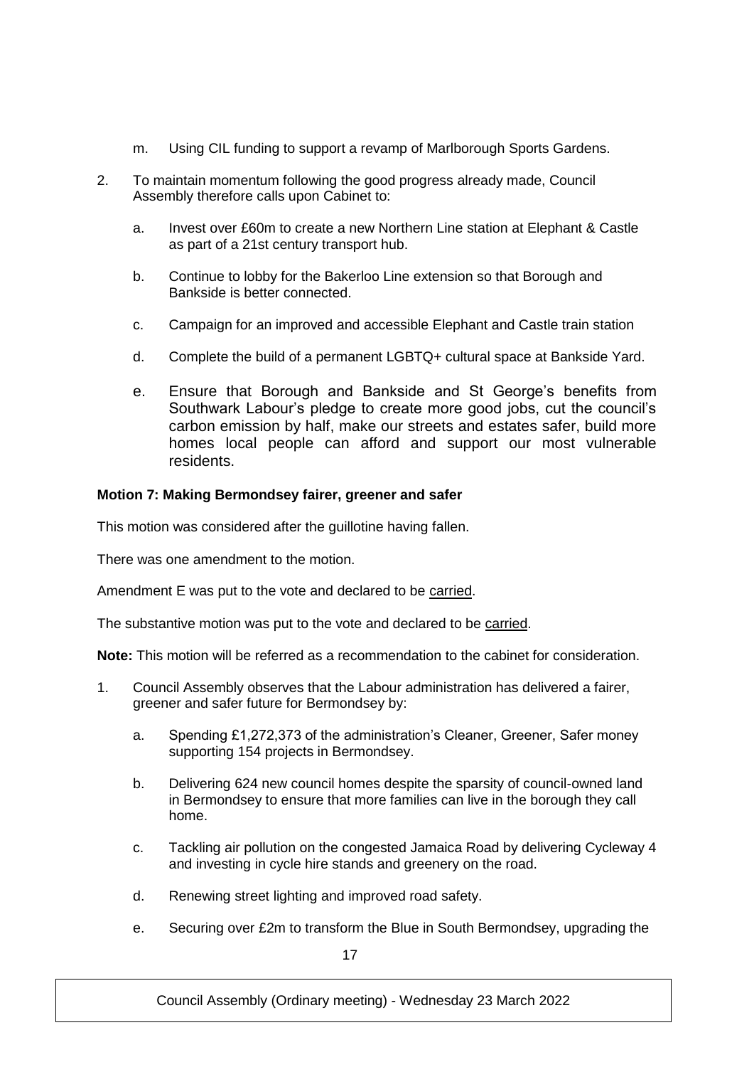m. Using CIL funding to support a revamp of Marlborough Sports Gardens.

2. To maintain momentum following the good progress already made, Council Assembly therefore calls upon Cabinet to:

   a. Invest over £60m to create a new Northern Line station at Elephant & Castle as part of a 21st century transport hub.

   b. Continue to lobby for the Bakerloo Line extension so that Borough and Bankside is better connected.

   c. Campaign for an improved and accessible Elephant and Castle train station

   d. Complete the build of a permanent LGBTQ+ cultural space at Bankside Yard.

   e. Ensure that Borough and Bankside and St George's benefits from Southwark Labour's pledge to create more good jobs, cut the council's carbon emission by half, make our streets and estates safer, build more homes local people can afford and support our most vulnerable residents.

**Motion 7: Making Bermondsey fairer, greener and safer**

This motion was considered after the guillotine having fallen.

There was one amendment to the motion.

Amendment E was put to the vote and declared to be carried.

The substantive motion was put to the vote and declared to be carried.

**Note:** This motion will be referred as a recommendation to the cabinet for consideration.

1. Council Assembly observes that the Labour administration has delivered a fairer, greener and safer future for Bermondsey by:

   a. Spending £1,272,373 of the administration's Cleaner, Greener, Safer money supporting 154 projects in Bermondsey.

   b. Delivering 624 new council homes despite the sparsity of council-owned land in Bermondsey to ensure that more families can live in the borough they call home.

   c. Tackling air pollution on the congested Jamaica Road by delivering Cycleway 4 and investing in cycle hire stands and greenery on the road.

   d. Renewing street lighting and improved road safety.

   e. Securing over £2m to transform the Blue in South Bermondsey, upgrading the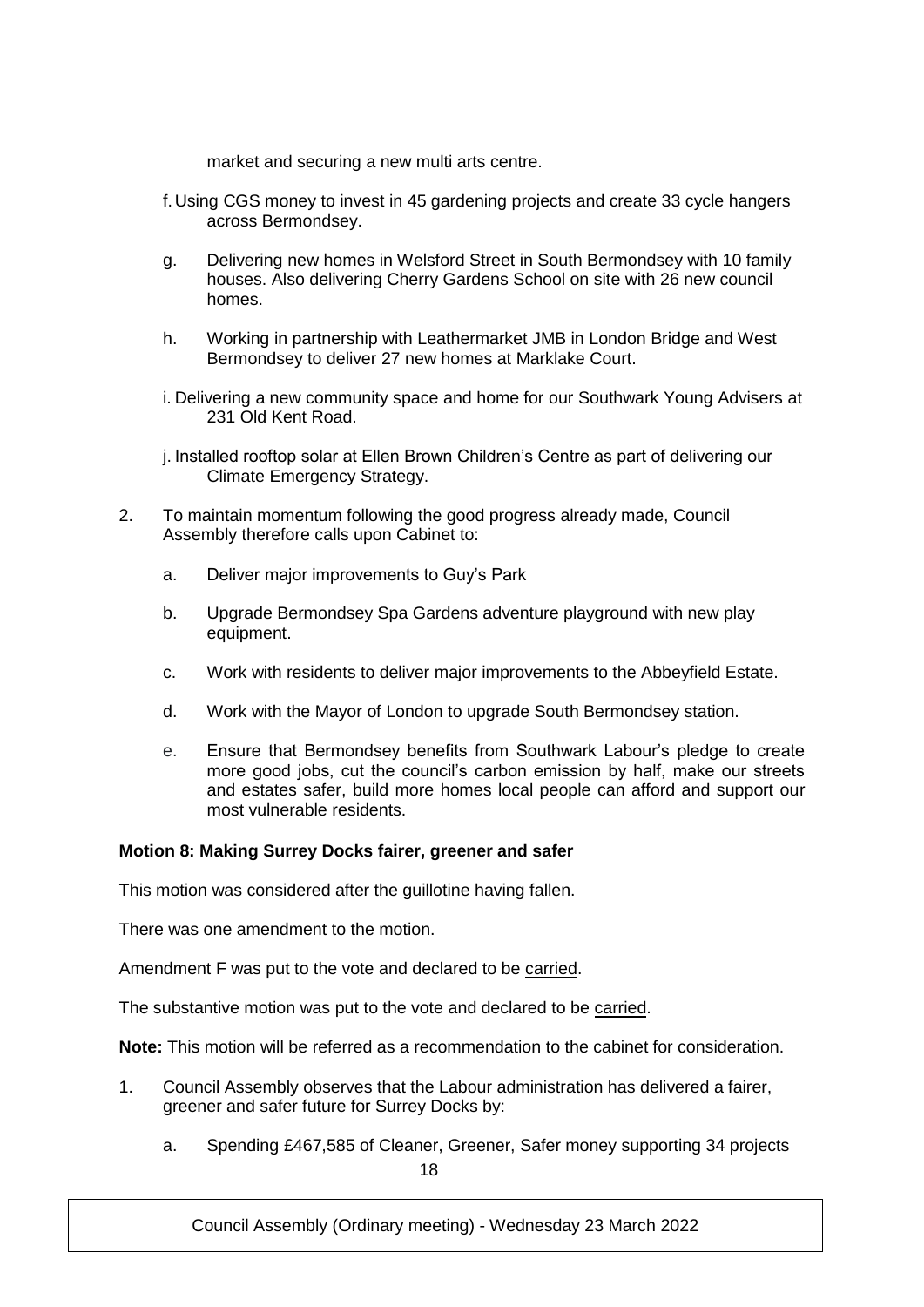market and securing a new multi arts centre.

f. Using CGS money to invest in 45 gardening projects and create 33 cycle hangers across Bermondsey.

g. Delivering new homes in Welsford Street in South Bermondsey with 10 family houses. Also delivering Cherry Gardens School on site with 26 new council homes.

h. Working in partnership with Leathermarket JMB in London Bridge and West Bermondsey to deliver 27 new homes at Marklake Court.

i. Delivering a new community space and home for our Southwark Young Advisers at 231 Old Kent Road.

j. Installed rooftop solar at Ellen Brown Children's Centre as part of delivering our Climate Emergency Strategy.

2. To maintain momentum following the good progress already made, Council Assembly therefore calls upon Cabinet to:

   a. Deliver major improvements to Guy's Park

   b. Upgrade Bermondsey Spa Gardens adventure playground with new play equipment.

   c. Work with residents to deliver major improvements to the Abbeyfield Estate.

   d. Work with the Mayor of London to upgrade South Bermondsey station.

   e. Ensure that Bermondsey benefits from Southwark Labour's pledge to create more good jobs, cut the council's carbon emission by half, make our streets and estates safer, build more homes local people can afford and support our most vulnerable residents.

**Motion 8: Making Surrey Docks fairer, greener and safer**

This motion was considered after the guillotine having fallen.

There was one amendment to the motion.

Amendment F was put to the vote and declared to be carried.

The substantive motion was put to the vote and declared to be carried.

**Note:** This motion will be referred as a recommendation to the cabinet for consideration.

1. Council Assembly observes that the Labour administration has delivered a fairer, greener and safer future for Surrey Docks by:

   a. Spending £467,585 of Cleaner, Greener, Safer money supporting 34 projects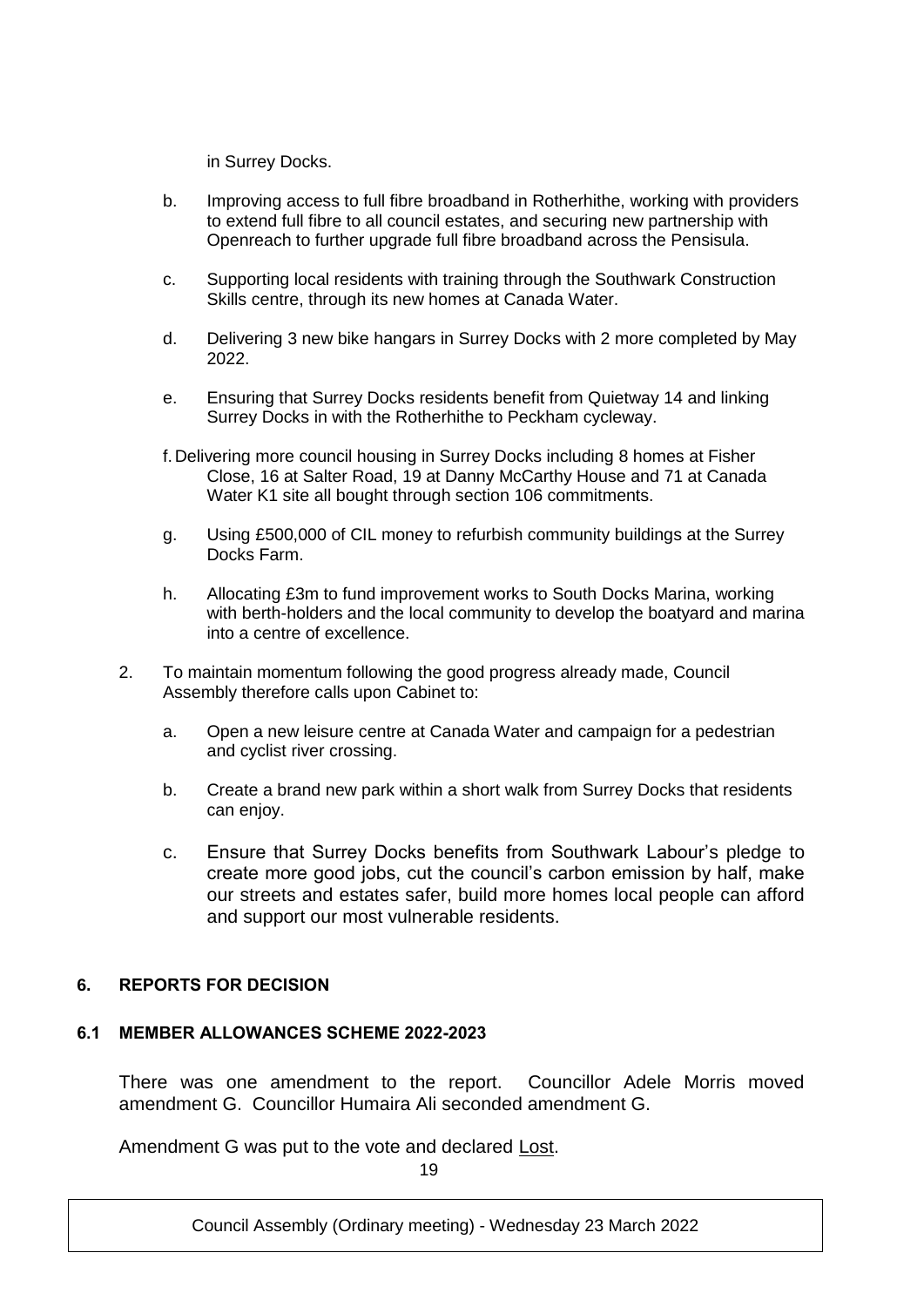in Surrey Docks.

b. Improving access to full fibre broadband in Rotherhithe, working with providers to extend full fibre to all council estates, and securing new partnership with Openreach to further upgrade full fibre broadband across the Pensisula.

c. Supporting local residents with training through the Southwark Construction Skills centre, through its new homes at Canada Water.

d. Delivering 3 new bike hangars in Surrey Docks with 2 more completed by May 2022.

e. Ensuring that Surrey Docks residents benefit from Quietway 14 and linking Surrey Docks in with the Rotherhithe to Peckham cycleway.

f. Delivering more council housing in Surrey Docks including 8 homes at Fisher Close, 16 at Salter Road, 19 at Danny McCarthy House and 71 at Canada Water K1 site all bought through section 106 commitments.

g. Using £500,000 of CIL money to refurbish community buildings at the Surrey Docks Farm.

h. Allocating £3m to fund improvement works to South Docks Marina, working with berth-holders and the local community to develop the boatyard and marina into a centre of excellence.

2. To maintain momentum following the good progress already made, Council Assembly therefore calls upon Cabinet to:

   a. Open a new leisure centre at Canada Water and campaign for a pedestrian and cyclist river crossing.

   b. Create a brand new park within a short walk from Surrey Docks that residents can enjoy.

   c. Ensure that Surrey Docks benefits from Southwark Labour's pledge to create more good jobs, cut the council's carbon emission by half, make our streets and estates safer, build more homes local people can afford and support our most vulnerable residents.

## 6. REPORTS FOR DECISION

### 6.1 MEMBER ALLOWANCES SCHEME 2022-2023

There was one amendment to the report. Councillor Adele Morris moved amendment G. Councillor Humaira Ali seconded amendment G.

Amendment G was put to the vote and declared Lost.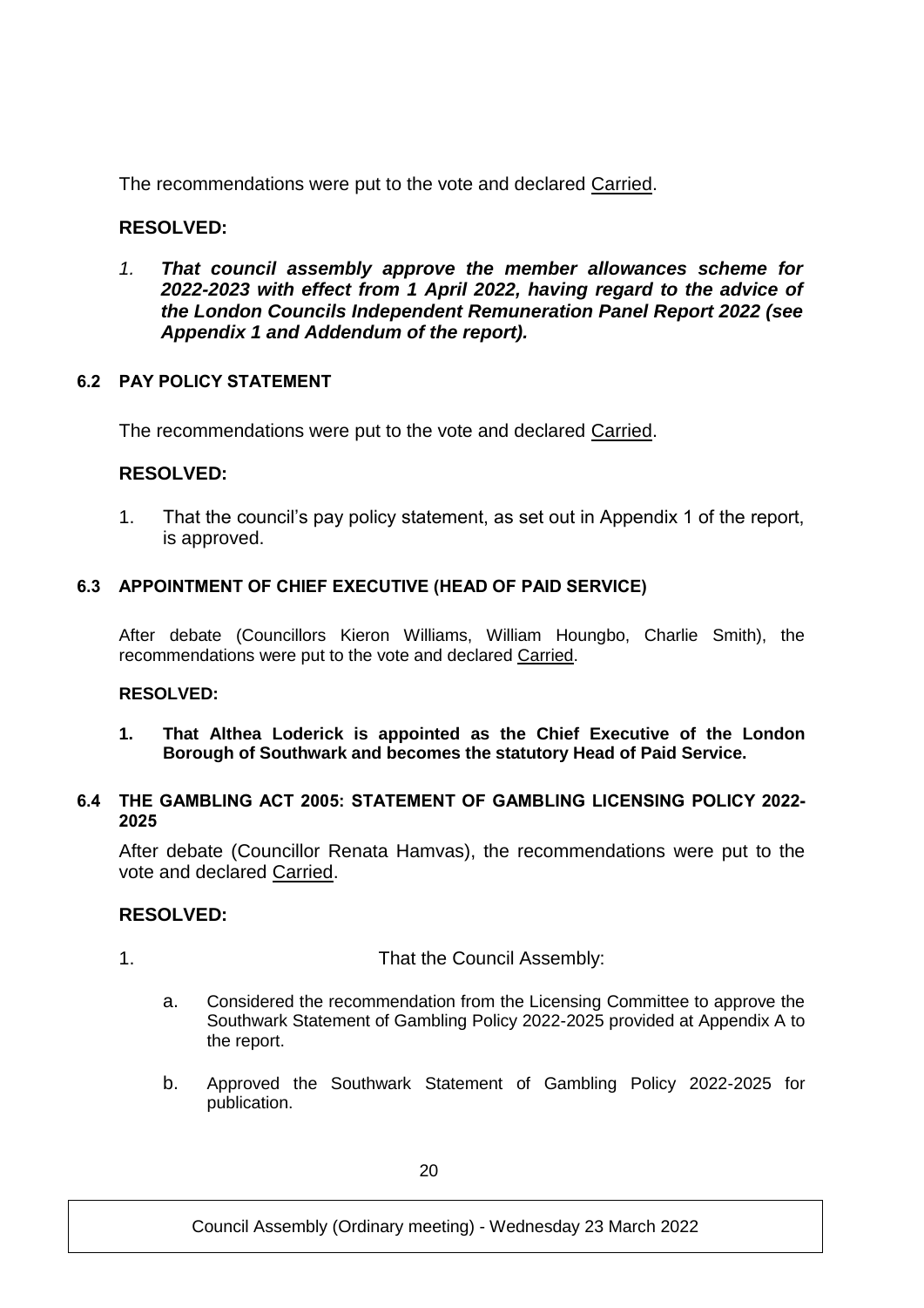The recommendations were put to the vote and declared Carried.

**RESOLVED:**

*1.* ***That council assembly approve the member allowances scheme for 2022-2023 with effect from 1 April 2022, having regard to the advice of the London Councils Independent Remuneration Panel Report 2022 (see Appendix 1 and Addendum of the report).***

### 6.2 PAY POLICY STATEMENT

The recommendations were put to the vote and declared Carried.

**RESOLVED:**

1. That the council's pay policy statement, as set out in Appendix 1 of the report, is approved.

### 6.3 APPOINTMENT OF CHIEF EXECUTIVE (HEAD OF PAID SERVICE)

After debate (Councillors Kieron Williams, William Houngbo, Charlie Smith), the recommendations were put to the vote and declared Carried.

**RESOLVED:**

1. **That Althea Loderick is appointed as the Chief Executive of the London Borough of Southwark and becomes the statutory Head of Paid Service.**

### 6.4 THE GAMBLING ACT 2005: STATEMENT OF GAMBLING LICENSING POLICY 2022-2025

After debate (Councillor Renata Hamvas), the recommendations were put to the vote and declared Carried.

**RESOLVED:**

1. That the Council Assembly:

   a. Considered the recommendation from the Licensing Committee to approve the Southwark Statement of Gambling Policy 2022-2025 provided at Appendix A to the report.

   b. Approved the Southwark Statement of Gambling Policy 2022-2025 for publication.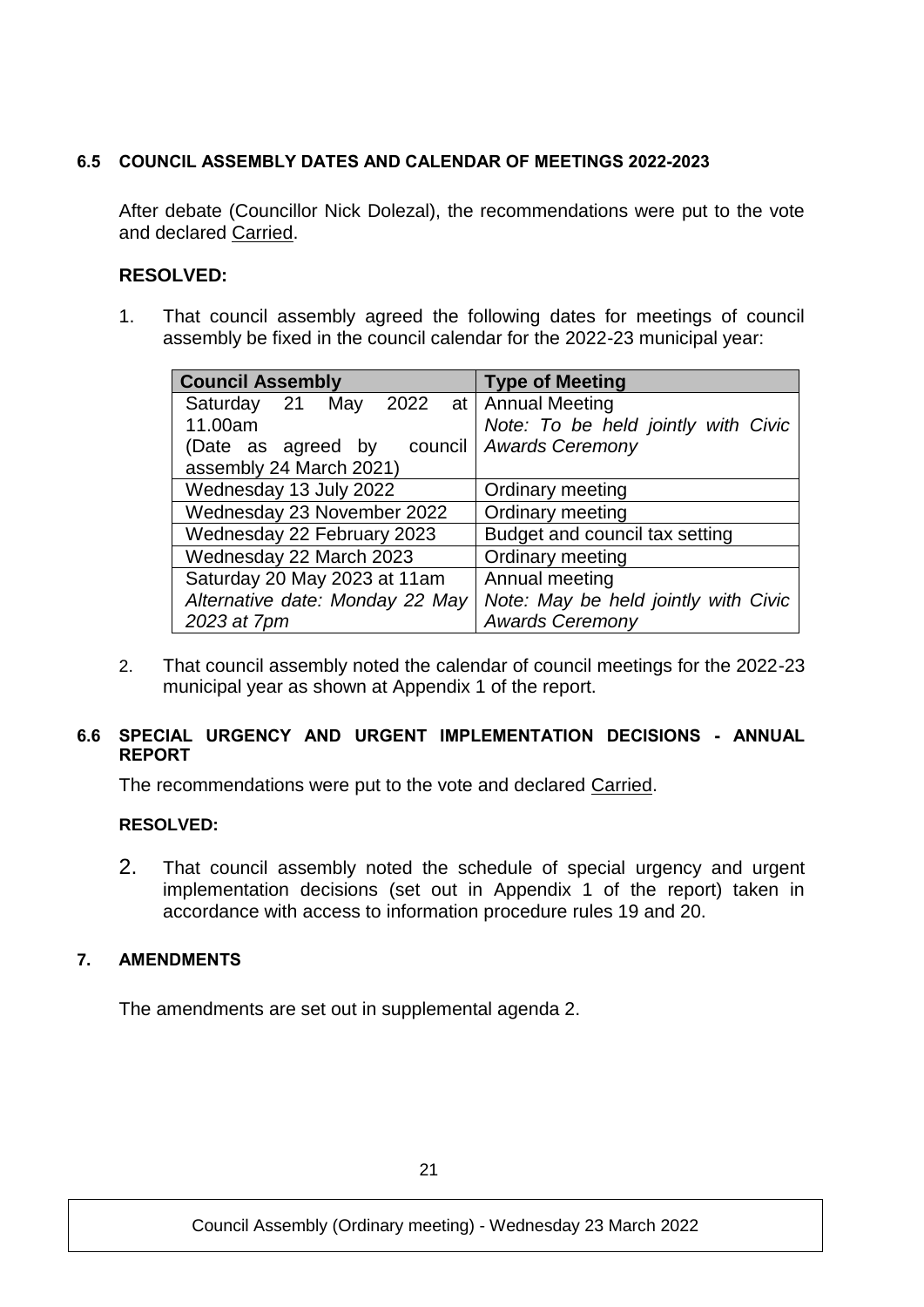#### 6.5 COUNCIL ASSEMBLY DATES AND CALENDAR OF MEETINGS 2022-2023

After debate (Councillor Nick Dolezal), the recommendations were put to the vote and declared Carried.

**RESOLVED:**

1. That council assembly agreed the following dates for meetings of council assembly be fixed in the council calendar for the 2022-23 municipal year:

| Council Assembly | Type of Meeting |
|---|---|
| Saturday 21 May 2022 at 11.00am (Date as agreed by council assembly 24 March 2021) | Annual Meeting *Note: To be held jointly with Civic Awards Ceremony* |
| Wednesday 13 July 2022 | Ordinary meeting |
| Wednesday 23 November 2022 | Ordinary meeting |
| Wednesday 22 February 2023 | Budget and council tax setting |
| Wednesday 22 March 2023 | Ordinary meeting |
| Saturday 20 May 2023 at 11am *Alternative date: Monday 22 May 2023 at 7pm* | Annual meeting *Note: May be held jointly with Civic Awards Ceremony* |

2. That council assembly noted the calendar of council meetings for the 2022-23 municipal year as shown at Appendix 1 of the report.

#### 6.6 SPECIAL URGENCY AND URGENT IMPLEMENTATION DECISIONS - ANNUAL REPORT

The recommendations were put to the vote and declared Carried.

**RESOLVED:**

2. That council assembly noted the schedule of special urgency and urgent implementation decisions (set out in Appendix 1 of the report) taken in accordance with access to information procedure rules 19 and 20.

#### 7. AMENDMENTS

The amendments are set out in supplemental agenda 2.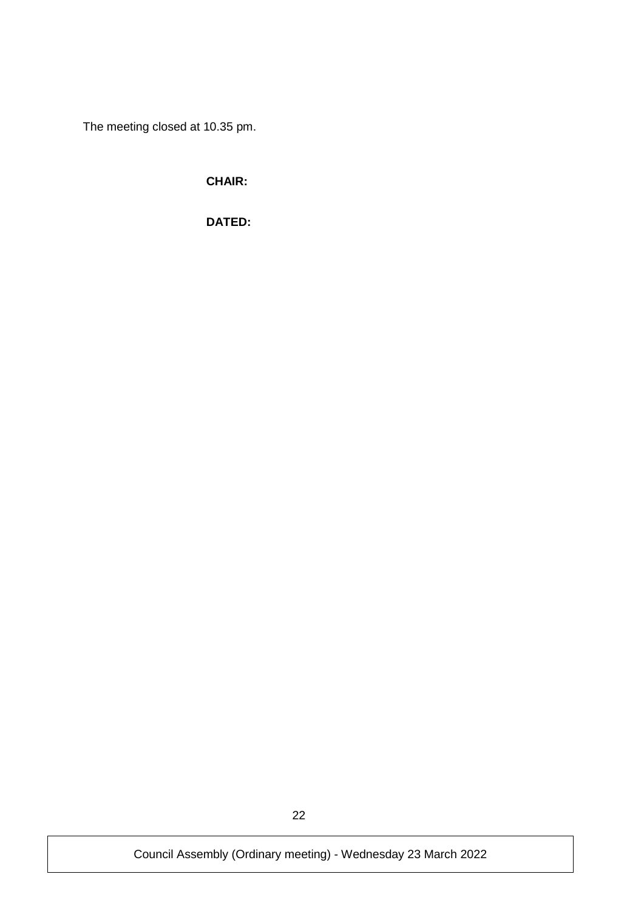The meeting closed at 10.35 pm.

**CHAIR:**

**DATED:**